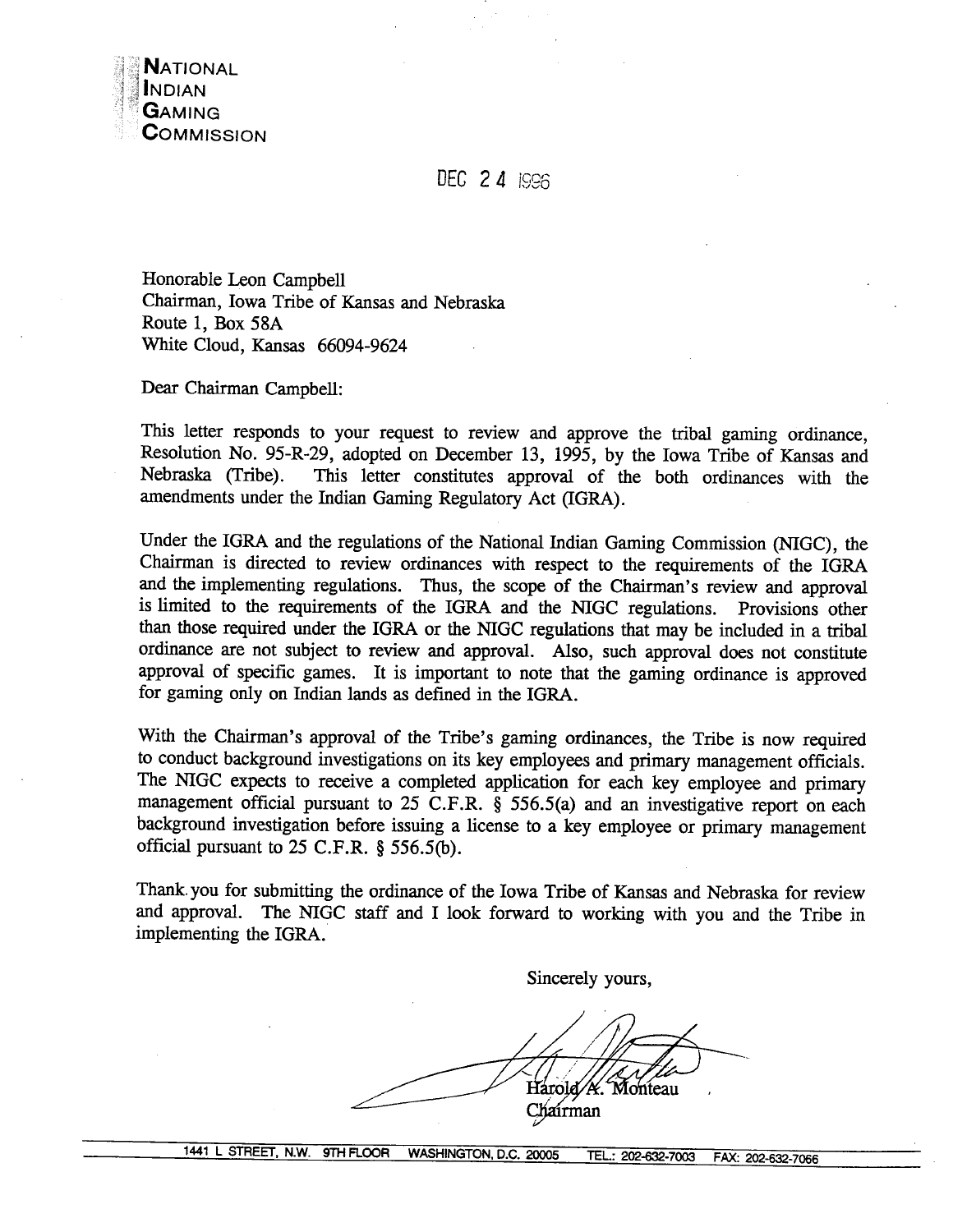**NATIONAL**
**INDIAN**
**GAMING**
**COMMISSION**

DEC 24 1996

Honorable Leon Campbell
Chairman, Iowa Tribe of Kansas and Nebraska
Route 1, Box 58A
White Cloud, Kansas 66094-9624

Dear Chairman Campbell:

This letter responds to your request to review and approve the tribal gaming ordinance, Resolution No. 95-R-29, adopted on December 13, 1995, by the Iowa Tribe of Kansas and Nebraska (Tribe). This letter constitutes approval of the both ordinances with the amendments under the Indian Gaming Regulatory Act (IGRA).

Under the IGRA and the regulations of the National Indian Gaming Commission (NIGC), the Chairman is directed to review ordinances with respect to the requirements of the IGRA and the implementing regulations. Thus, the scope of the Chairman's review and approval is limited to the requirements of the IGRA and the NIGC regulations. Provisions other than those required under the IGRA or the NIGC regulations that may be included in a tribal ordinance are not subject to review and approval. Also, such approval does not constitute approval of specific games. It is important to note that the gaming ordinance is approved for gaming only on Indian lands as defined in the IGRA.

With the Chairman's approval of the Tribe's gaming ordinances, the Tribe is now required to conduct background investigations on its key employees and primary management officials. The NIGC expects to receive a completed application for each key employee and primary management official pursuant to 25 C.F.R. § 556.5(a) and an investigative report on each background investigation before issuing a license to a key employee or primary management official pursuant to 25 C.F.R. § 556.5(b).

Thank you for submitting the ordinance of the Iowa Tribe of Kansas and Nebraska for review and approval. The NIGC staff and I look forward to working with you and the Tribe in implementing the IGRA.

Sincerely yours,

Harold A. Monteau
Chairman

1441 L STREET, N.W. 9TH FLOOR WASHINGTON, D.C. 20005 TEL.: 202-632-7003 FAX: 202-632-7066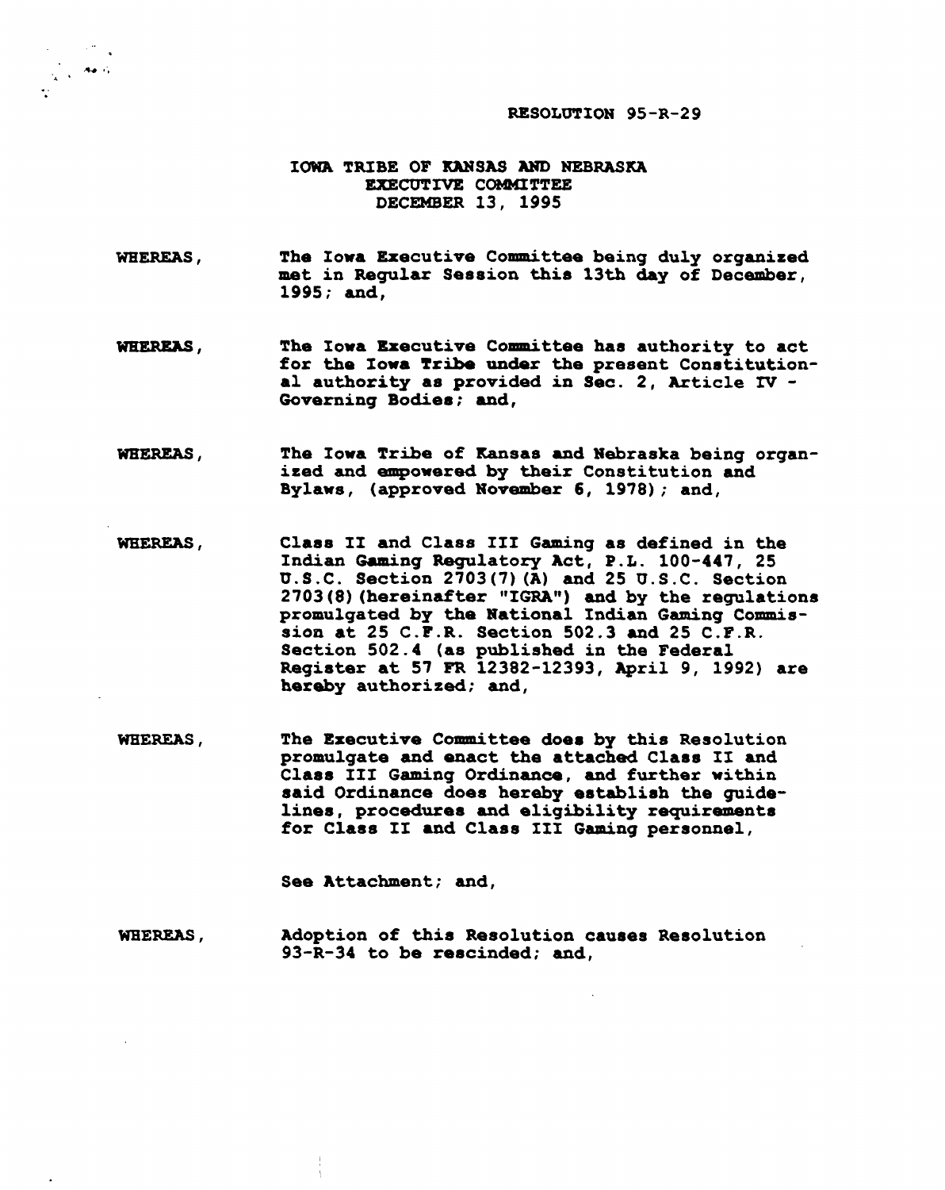RESOLUTION 95-R-29

IOWA TRIBE OF KANSAS AND NEBRASKA
EXECUTIVE COMMITTEE
DECEMBER 13, 1995

WHEREAS, The Iowa Executive Committee being duly organized met in Regular Session this 13th day of December, 1995; and,

WHEREAS, The Iowa Executive Committee has authority to act for the Iowa Tribe under the present Constitutional authority as provided in Sec. 2, Article IV - Governing Bodies; and,

WHEREAS, The Iowa Tribe of Kansas and Nebraska being organized and empowered by their Constitution and Bylaws, (approved November 6, 1978); and,

WHEREAS, Class II and Class III Gaming as defined in the Indian Gaming Regulatory Act, P.L. 100-447, 25 U.S.C. Section 2703(7)(A) and 25 U.S.C. Section 2703(8)(hereinafter "IGRA") and by the regulations promulgated by the National Indian Gaming Commission at 25 C.F.R. Section 502.3 and 25 C.F.R. Section 502.4 (as published in the Federal Register at 57 FR 12382-12393, April 9, 1992) are hereby authorized; and,

WHEREAS, The Executive Committee does by this Resolution promulgate and enact the attached Class II and Class III Gaming Ordinance, and further within said Ordinance does hereby establish the guidelines, procedures and eligibility requirements for Class II and Class III Gaming personnel,

See Attachment; and,

WHEREAS, Adoption of this Resolution causes Resolution 93-R-34 to be rescinded; and,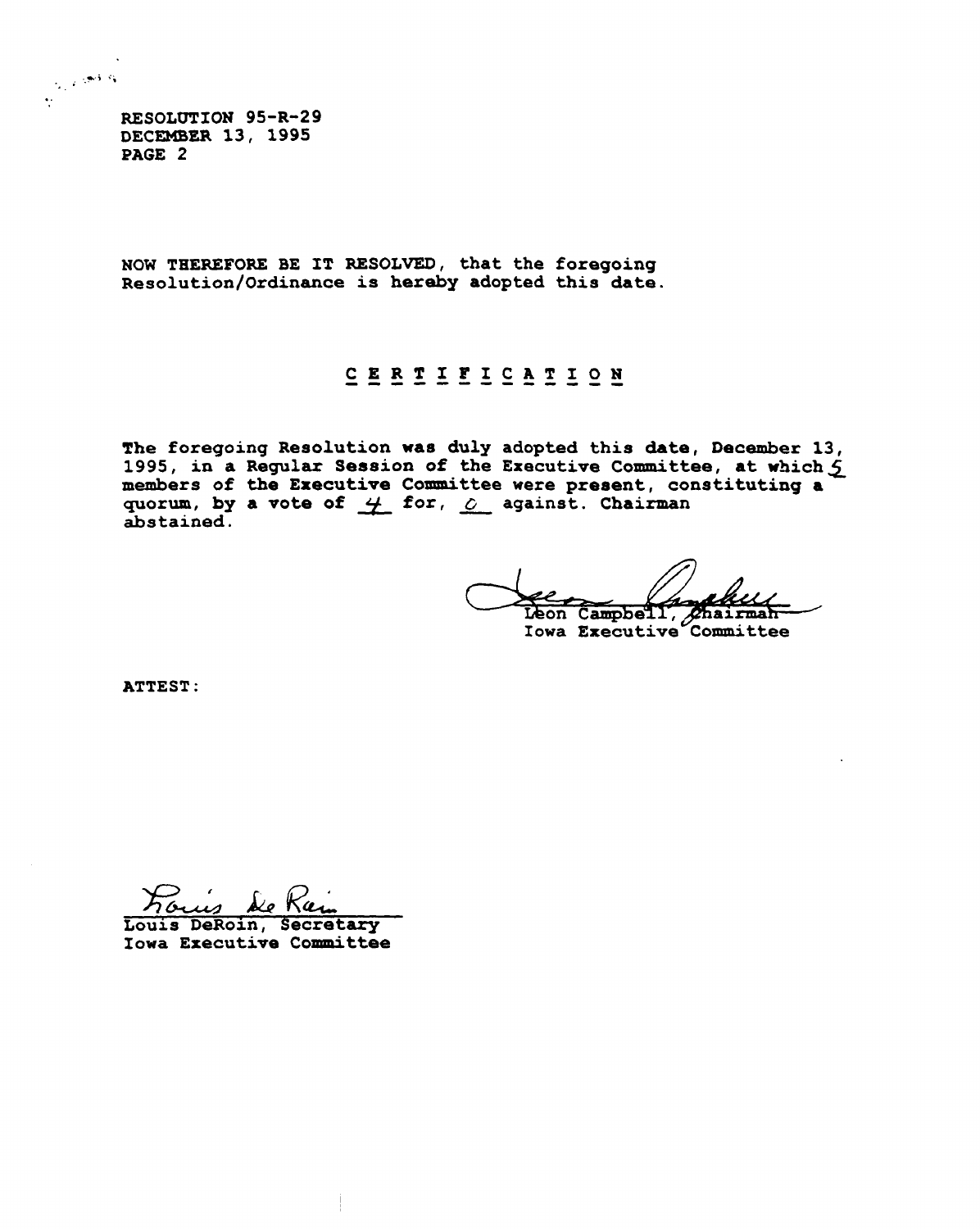RESOLUTION 95-R-29
DECEMBER 13, 1995
PAGE 2

NOW THEREFORE BE IT RESOLVED, that the foregoing Resolution/Ordinance is hereby adopted this date.

## CERTIFICATION

The foregoing Resolution was duly adopted this date, December 13, 1995, in a Regular Session of the Executive Committee, at which 5 members of the Executive Committee were present, constituting a quorum, by a vote of 4 for, 0 against. Chairman abstained.

Leon Campbell, Chairman
Iowa Executive Committee

ATTEST:

Louis DeRoin, Secretary
Iowa Executive Committee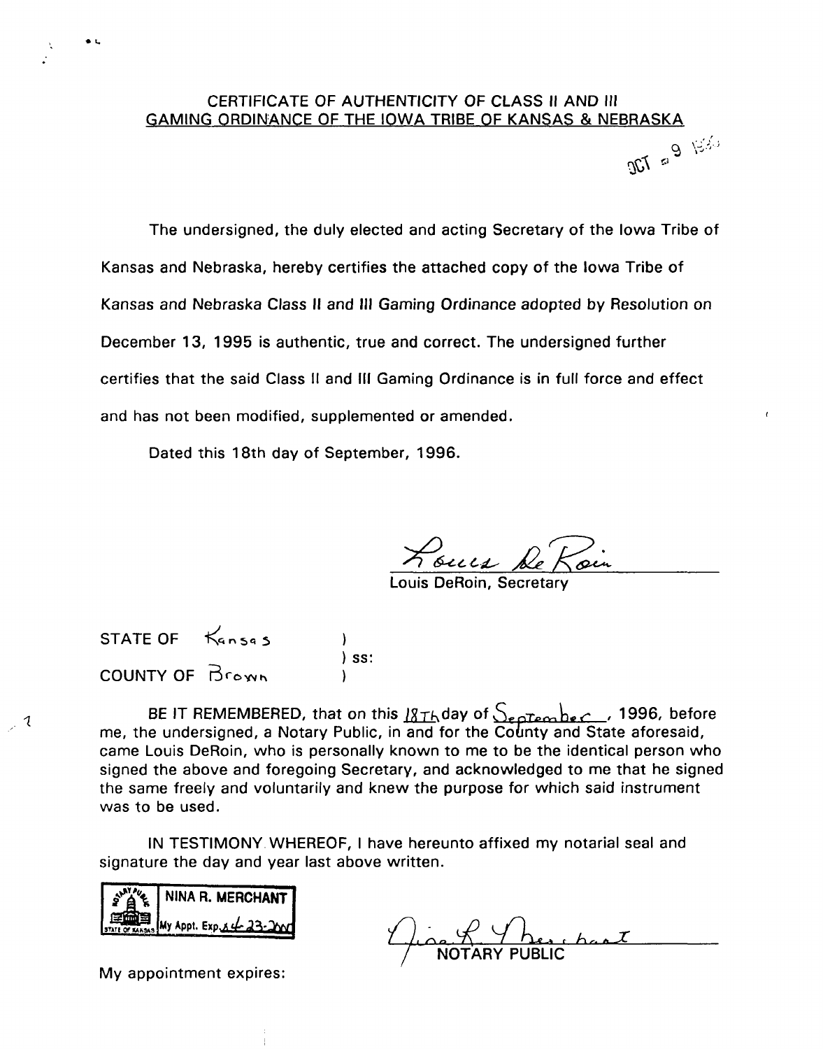CERTIFICATE OF AUTHENTICITY OF CLASS II AND III
GAMING ORDINANCE OF THE IOWA TRIBE OF KANSAS & NEBRASKA

OCT 9 1996

The undersigned, the duly elected and acting Secretary of the Iowa Tribe of Kansas and Nebraska, hereby certifies the attached copy of the Iowa Tribe of Kansas and Nebraska Class II and III Gaming Ordinance adopted by Resolution on December 13, 1995 is authentic, true and correct. The undersigned further certifies that the said Class II and III Gaming Ordinance is in full force and effect and has not been modified, supplemented or amended.

Dated this 18th day of September, 1996.

Louis DeRoin

Louis DeRoin, Secretary

STATE OF Kansas )
) ss:
COUNTY OF Brown )

BE IT REMEMBERED, that on this 18Th day of September, 1996, before me, the undersigned, a Notary Public, in and for the County and State aforesaid, came Louis DeRoin, who is personally known to me to be the identical person who signed the above and foregoing Secretary, and acknowledged to me that he signed the same freely and voluntarily and knew the purpose for which said instrument was to be used.

IN TESTIMONY WHEREOF, I have hereunto affixed my notarial seal and signature the day and year last above written.

NOTARY PUBLIC STATE OF KANSAS — NINA R. MERCHANT — My Appt. Exp. 4-23-2000

Nina R. Merchant

NOTARY PUBLIC

My appointment expires: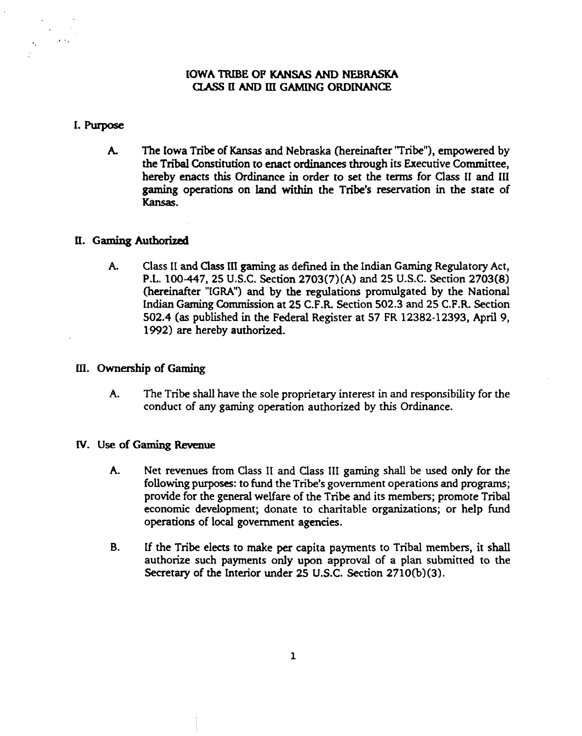# IOWA TRIBE OF KANSAS AND NEBRASKA
# CLASS II AND III GAMING ORDINANCE

## I. Purpose

A. The Iowa Tribe of Kansas and Nebraska (hereinafter "Tribe"), empowered by the Tribal Constitution to enact ordinances through its Executive Committee, hereby enacts this Ordinance in order to set the terms for Class II and III gaming operations on land within the Tribe's reservation in the state of Kansas.

## II. Gaming Authorized

A. Class II and Class III gaming as defined in the Indian Gaming Regulatory Act, P.L. 100-447, 25 U.S.C. Section 2703(7)(A) and 25 U.S.C. Section 2703(8) (hereinafter "IGRA") and by the regulations promulgated by the National Indian Gaming Commission at 25 C.F.R. Section 502.3 and 25 C.F.R. Section 502.4 (as published in the Federal Register at 57 FR 12382-12393, April 9, 1992) are hereby authorized.

## III. Ownership of Gaming

A. The Tribe shall have the sole proprietary interest in and responsibility for the conduct of any gaming operation authorized by this Ordinance.

## IV. Use of Gaming Revenue

A. Net revenues from Class II and Class III gaming shall be used only for the following purposes: to fund the Tribe's government operations and programs; provide for the general welfare of the Tribe and its members; promote Tribal economic development; donate to charitable organizations; or help fund operations of local government agencies.

B. If the Tribe elects to make per capita payments to Tribal members, it shall authorize such payments only upon approval of a plan submitted to the Secretary of the Interior under 25 U.S.C. Section 2710(b)(3).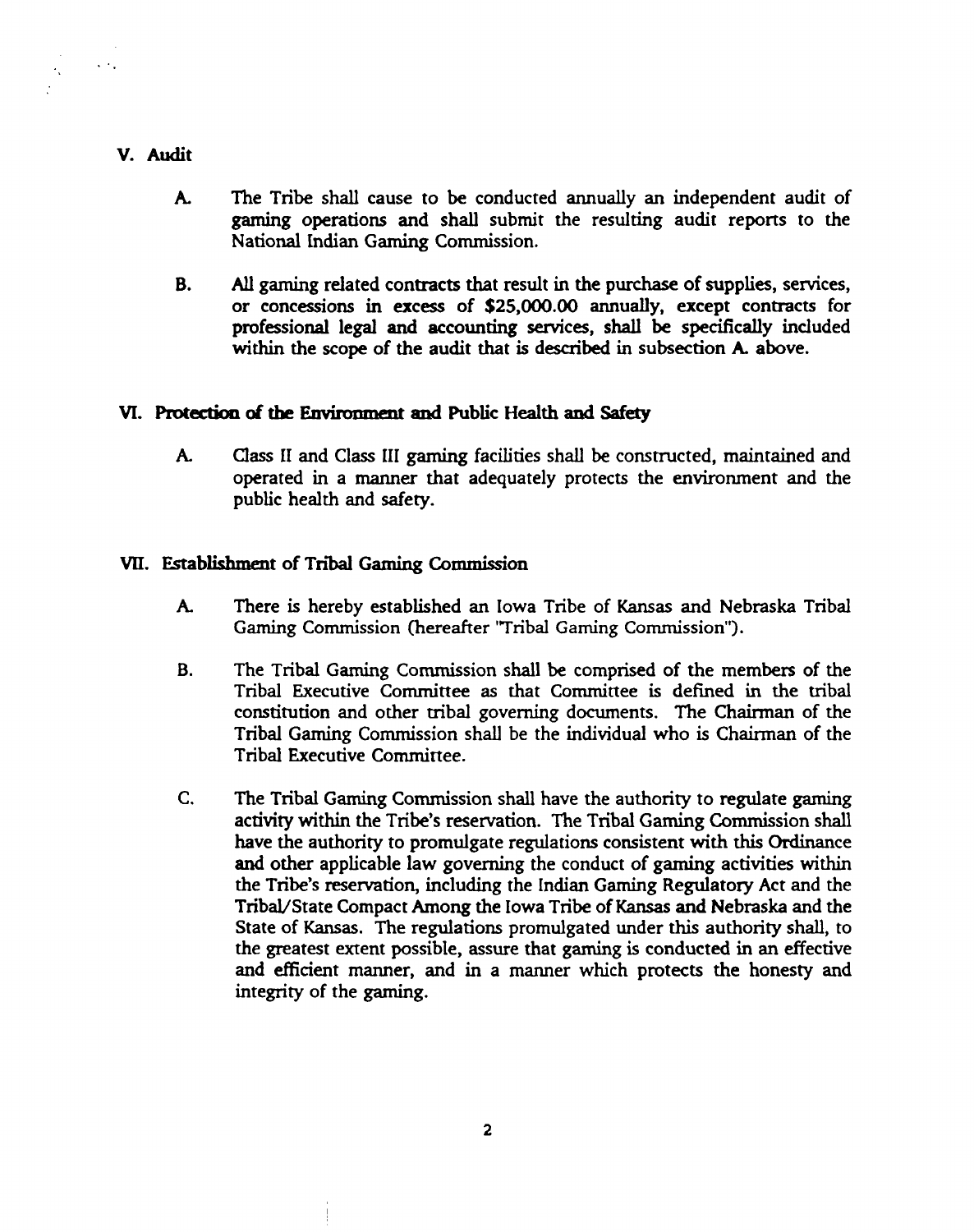## V. Audit

A. The Tribe shall cause to be conducted annually an independent audit of gaming operations and shall submit the resulting audit reports to the National Indian Gaming Commission.

B. All gaming related contracts that result in the purchase of supplies, services, or concessions in excess of $25,000.00 annually, except contracts for professional legal and accounting services, shall be specifically included within the scope of the audit that is described in subsection A. above.

## VI. Protection of the Environment and Public Health and Safety

A. Class II and Class III gaming facilities shall be constructed, maintained and operated in a manner that adequately protects the environment and the public health and safety.

## VII. Establishment of Tribal Gaming Commission

A. There is hereby established an Iowa Tribe of Kansas and Nebraska Tribal Gaming Commission (hereafter "Tribal Gaming Commission").

B. The Tribal Gaming Commission shall be comprised of the members of the Tribal Executive Committee as that Committee is defined in the tribal constitution and other tribal governing documents. The Chairman of the Tribal Gaming Commission shall be the individual who is Chairman of the Tribal Executive Committee.

C. The Tribal Gaming Commission shall have the authority to regulate gaming activity within the Tribe's reservation. The Tribal Gaming Commission shall have the authority to promulgate regulations consistent with this Ordinance and other applicable law governing the conduct of gaming activities within the Tribe's reservation, including the Indian Gaming Regulatory Act and the Tribal/State Compact Among the Iowa Tribe of Kansas and Nebraska and the State of Kansas. The regulations promulgated under this authority shall, to the greatest extent possible, assure that gaming is conducted in an effective and efficient manner, and in a manner which protects the honesty and integrity of the gaming.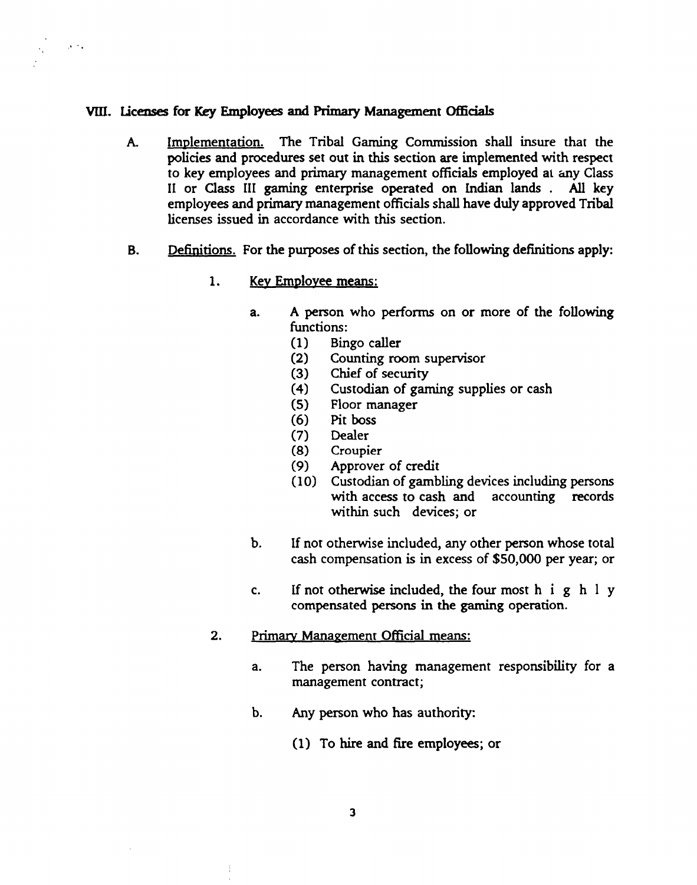## VIII. Licenses for Key Employees and Primary Management Officials

A. Implementation. The Tribal Gaming Commission shall insure that the policies and procedures set out in this section are implemented with respect to key employees and primary management officials employed at any Class II or Class III gaming enterprise operated on Indian lands . All key employees and primary management officials shall have duly approved Tribal licenses issued in accordance with this section.

B. Definitions. For the purposes of this section, the following definitions apply:

1. Key Employee means:

   a. A person who performs on or more of the following functions:
      (1) Bingo caller
      (2) Counting room supervisor
      (3) Chief of security
      (4) Custodian of gaming supplies or cash
      (5) Floor manager
      (6) Pit boss
      (7) Dealer
      (8) Croupier
      (9) Approver of credit
      (10) Custodian of gambling devices including persons with access to cash and accounting records within such devices; or

   b. If not otherwise included, any other person whose total cash compensation is in excess of $50,000 per year; or

   c. If not otherwise included, the four most highly compensated persons in the gaming operation.

2. Primary Management Official means:

   a. The person having management responsibility for a management contract;

   b. Any person who has authority:

      (1) To hire and fire employees; or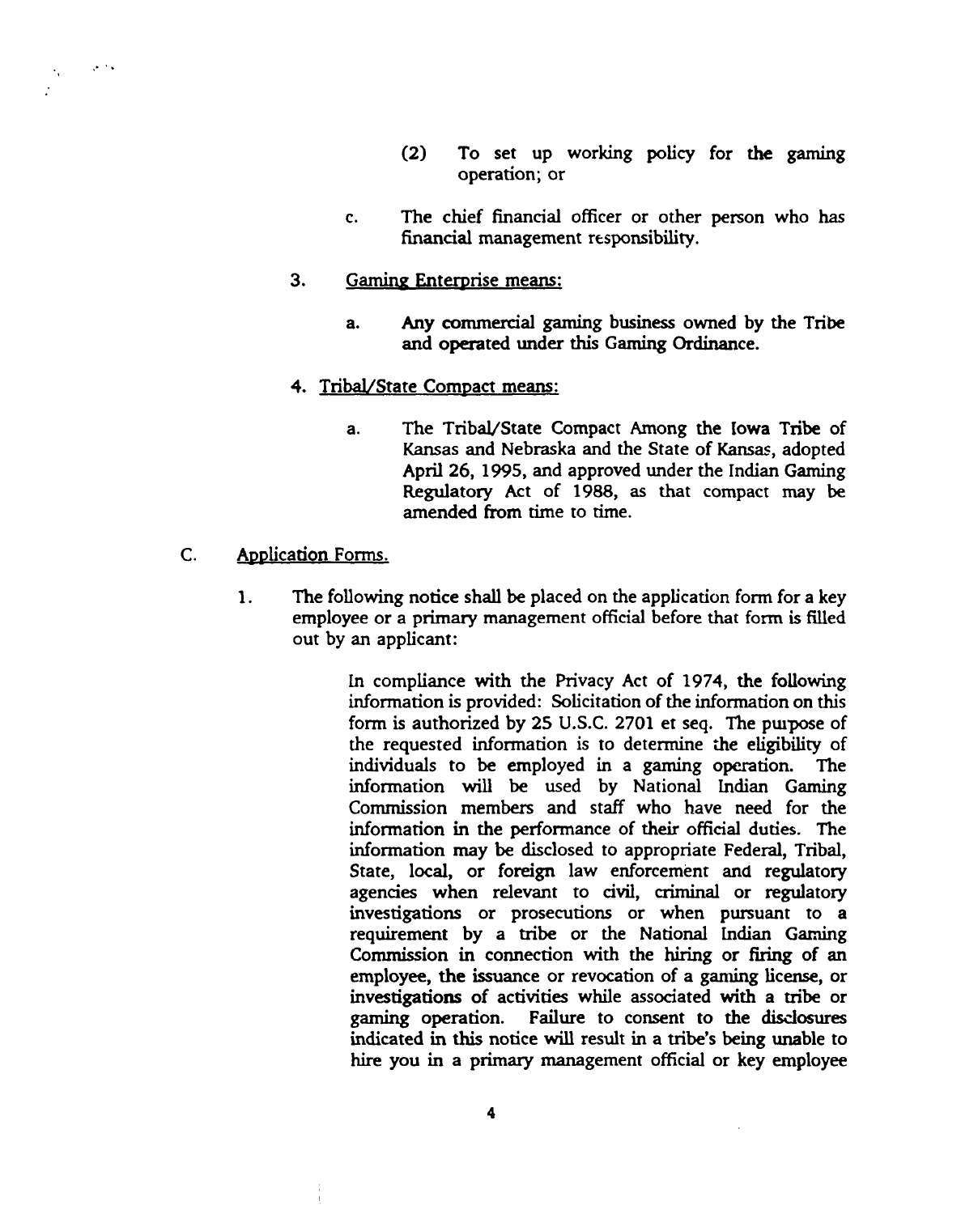(2) To set up working policy for the gaming operation; or

c. The chief financial officer or other person who has financial management responsibility.

3. Gaming Enterprise means:

   a. Any commercial gaming business owned by the Tribe and operated under this Gaming Ordinance.

4. Tribal/State Compact means:

   a. The Tribal/State Compact Among the Iowa Tribe of Kansas and Nebraska and the State of Kansas, adopted April 26, 1995, and approved under the Indian Gaming Regulatory Act of 1988, as that compact may be amended from time to time.

C. Application Forms.

1. The following notice shall be placed on the application form for a key employee or a primary management official before that form is filled out by an applicant:

   > In compliance with the Privacy Act of 1974, the following information is provided: Solicitation of the information on this form is authorized by 25 U.S.C. 2701 et seq. The purpose of the requested information is to determine the eligibility of individuals to be employed in a gaming operation. The information will be used by National Indian Gaming Commission members and staff who have need for the information in the performance of their official duties. The information may be disclosed to appropriate Federal, Tribal, State, local, or foreign law enforcement and regulatory agencies when relevant to civil, criminal or regulatory investigations or prosecutions or when pursuant to a requirement by a tribe or the National Indian Gaming Commission in connection with the hiring or firing of an employee, the issuance or revocation of a gaming license, or investigations of activities while associated with a tribe or gaming operation. Failure to consent to the disclosures indicated in this notice will result in a tribe's being unable to hire you in a primary management official or key employee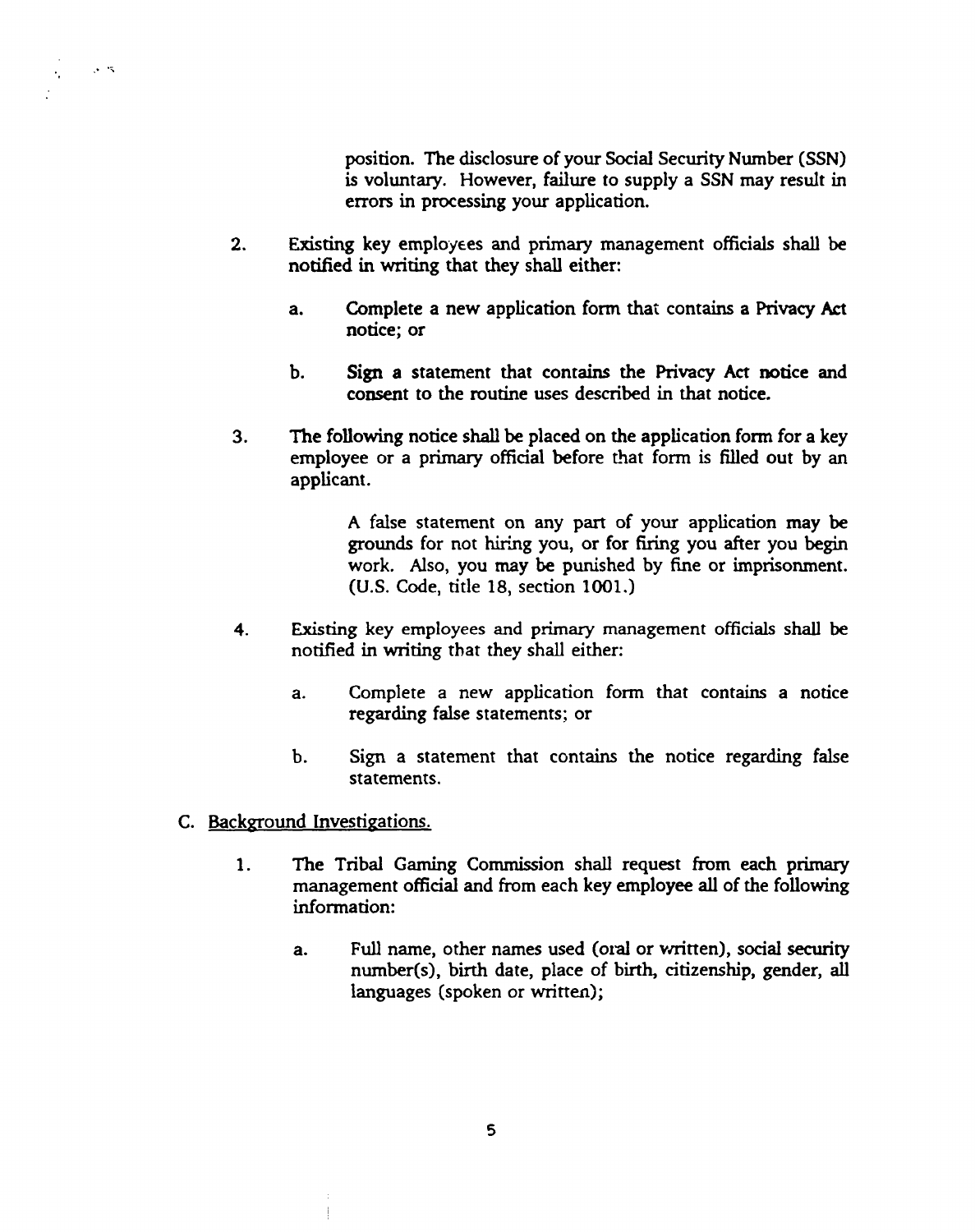position. The disclosure of your Social Security Number (SSN) is voluntary. However, failure to supply a SSN may result in errors in processing your application.

2. Existing key employees and primary management officials shall be notified in writing that they shall either:

   a. Complete a new application form that contains a Privacy Act notice; or

   b. Sign a statement that contains the Privacy Act notice and consent to the routine uses described in that notice.

3. The following notice shall be placed on the application form for a key employee or a primary official before that form is filled out by an applicant.

   > A false statement on any part of your application may be grounds for not hiring you, or for firing you after you begin work. Also, you may be punished by fine or imprisonment. (U.S. Code, title 18, section 1001.)

4. Existing key employees and primary management officials shall be notified in writing that they shall either:

   a. Complete a new application form that contains a notice regarding false statements; or

   b. Sign a statement that contains the notice regarding false statements.

C. Background Investigations.

1. The Tribal Gaming Commission shall request from each primary management official and from each key employee all of the following information:

   a. Full name, other names used (oral or written), social security number(s), birth date, place of birth, citizenship, gender, all languages (spoken or written);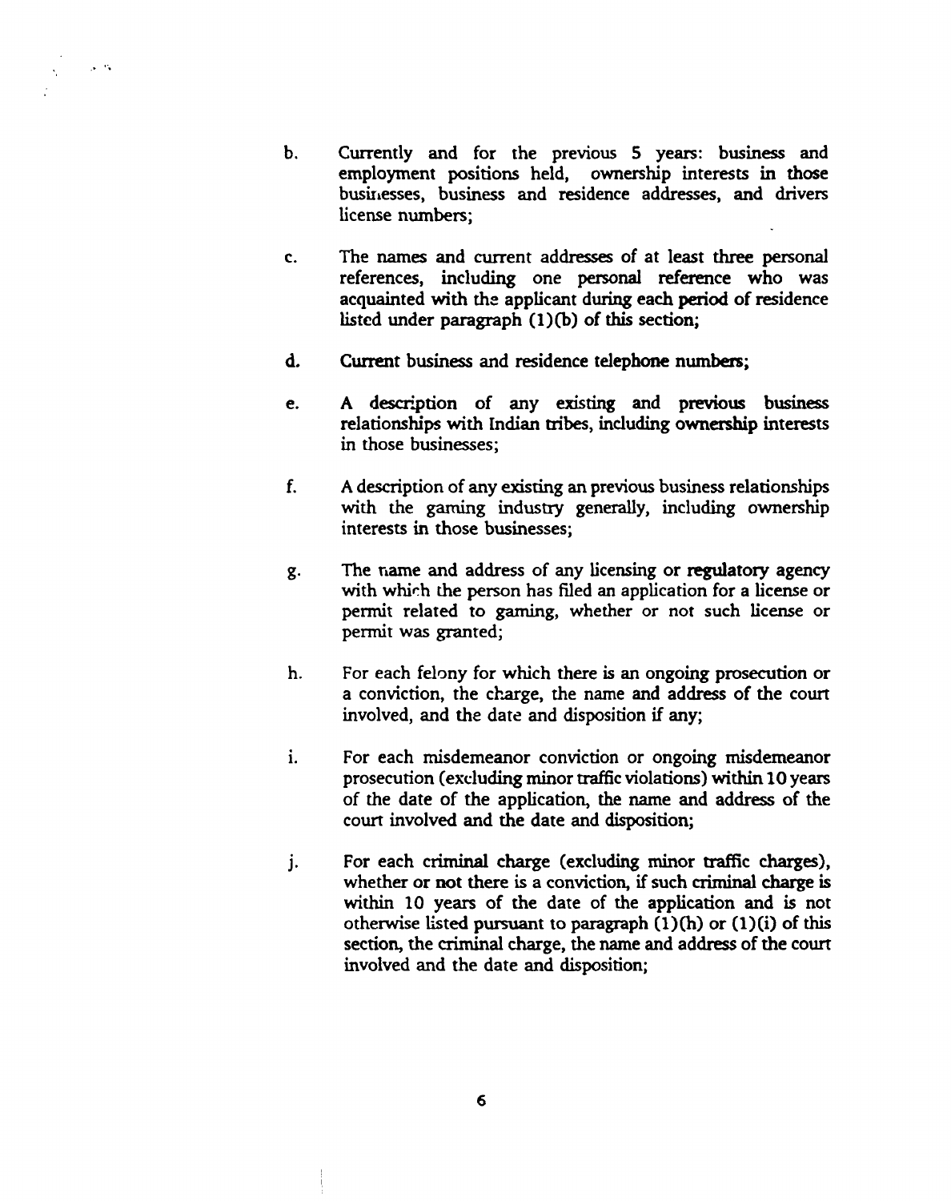b. Currently and for the previous 5 years: business and employment positions held, ownership interests in those businesses, business and residence addresses, and drivers license numbers;

c. The names and current addresses of at least three personal references, including one personal reference who was acquainted with the applicant during each period of residence listed under paragraph (1)(b) of this section;

d. Current business and residence telephone numbers;

e. A description of any existing and previous business relationships with Indian tribes, including ownership interests in those businesses;

f. A description of any existing an previous business relationships with the gaming industry generally, including ownership interests in those businesses;

g. The name and address of any licensing or regulatory agency with which the person has filed an application for a license or permit related to gaming, whether or not such license or permit was granted;

h. For each felony for which there is an ongoing prosecution or a conviction, the charge, the name and address of the court involved, and the date and disposition if any;

i. For each misdemeanor conviction or ongoing misdemeanor prosecution (excluding minor traffic violations) within 10 years of the date of the application, the name and address of the court involved and the date and disposition;

j. For each criminal charge (excluding minor traffic charges), whether or not there is a conviction, if such criminal charge is within 10 years of the date of the application and is not otherwise listed pursuant to paragraph (1)(h) or (1)(i) of this section, the criminal charge, the name and address of the court involved and the date and disposition;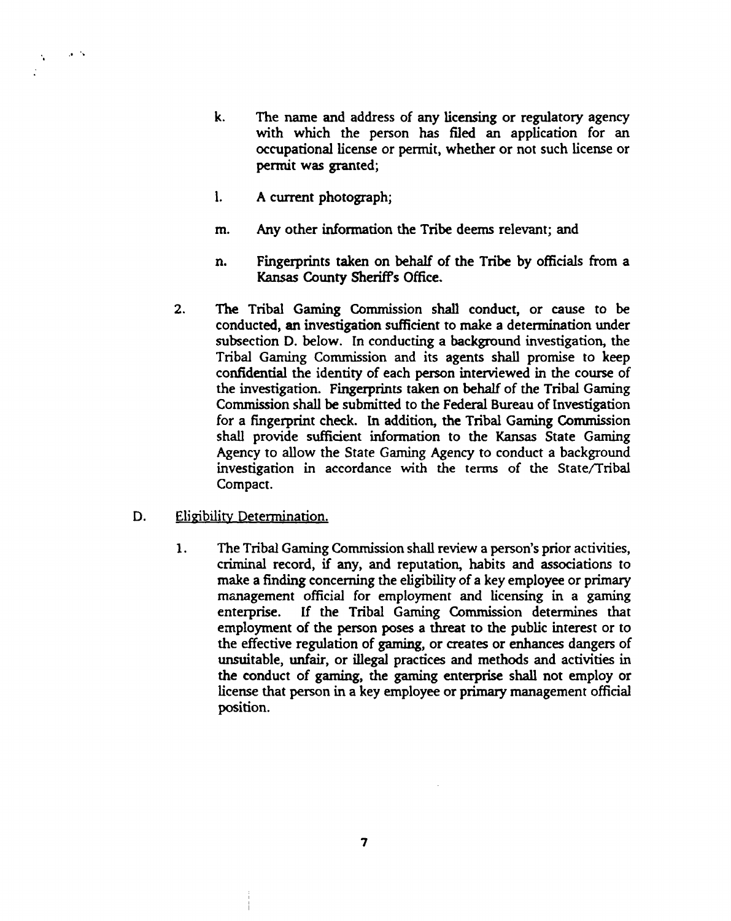k. The name and address of any licensing or regulatory agency with which the person has filed an application for an occupational license or permit, whether or not such license or permit was granted;

l. A current photograph;

m. Any other information the Tribe deems relevant; and

n. Fingerprints taken on behalf of the Tribe by officials from a Kansas County Sheriff's Office.

2. The Tribal Gaming Commission shall conduct, or cause to be conducted, an investigation sufficient to make a determination under subsection D. below. In conducting a background investigation, the Tribal Gaming Commission and its agents shall promise to keep confidential the identity of each person interviewed in the course of the investigation. Fingerprints taken on behalf of the Tribal Gaming Commission shall be submitted to the Federal Bureau of Investigation for a fingerprint check. In addition, the Tribal Gaming Commission shall provide sufficient information to the Kansas State Gaming Agency to allow the State Gaming Agency to conduct a background investigation in accordance with the terms of the State/Tribal Compact.

D. Eligibility Determination.

1. The Tribal Gaming Commission shall review a person's prior activities, criminal record, if any, and reputation, habits and associations to make a finding concerning the eligibility of a key employee or primary management official for employment and licensing in a gaming enterprise. If the Tribal Gaming Commission determines that employment of the person poses a threat to the public interest or to the effective regulation of gaming, or creates or enhances dangers of unsuitable, unfair, or illegal practices and methods and activities in the conduct of gaming, the gaming enterprise shall not employ or license that person in a key employee or primary management official position.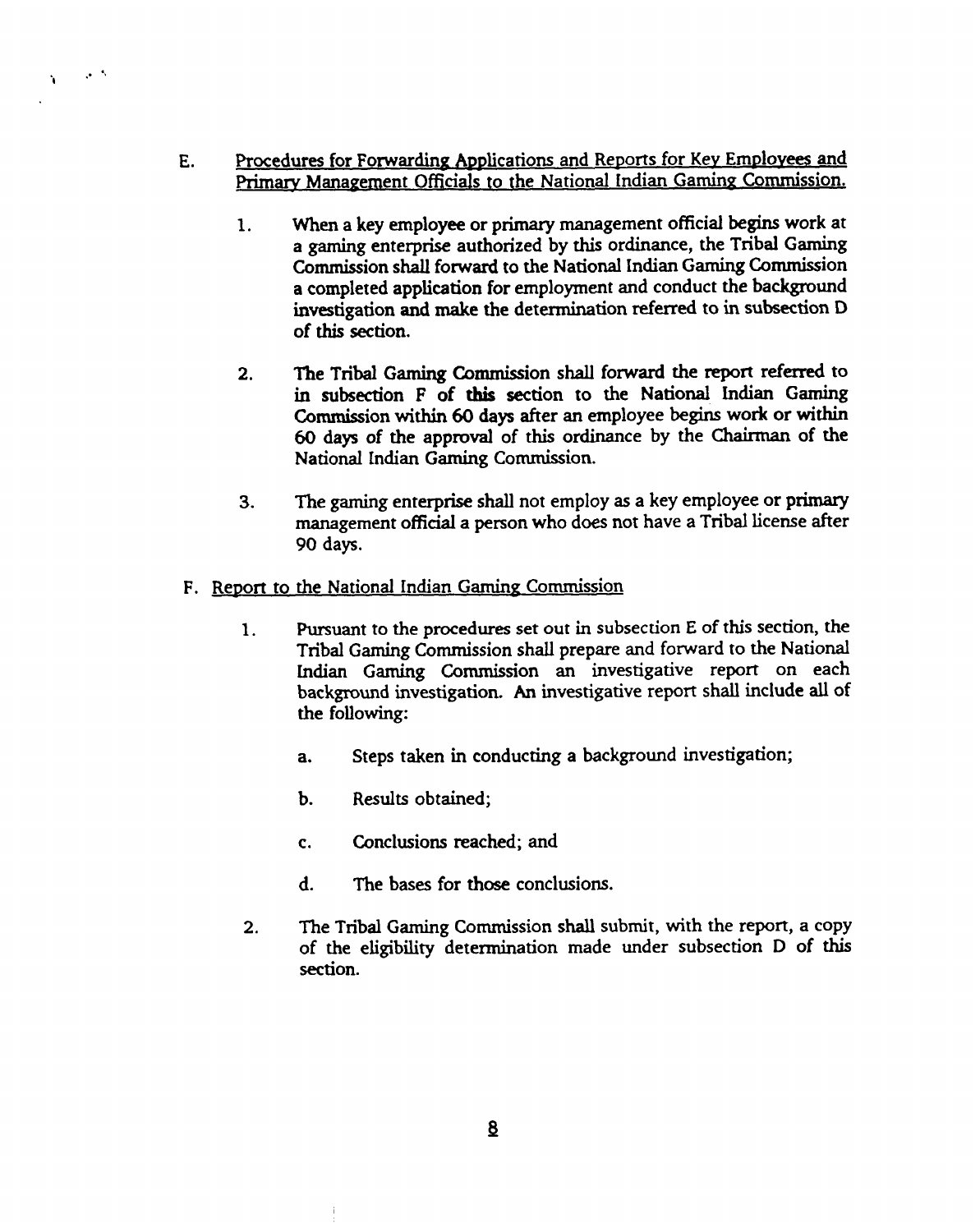E. <u>Procedures for Forwarding Applications and Reports for Key Employees and Primary Management Officials to the National Indian Gaming Commission.</u>

1. When a key employee or primary management official begins work at a gaming enterprise authorized by this ordinance, the Tribal Gaming Commission shall forward to the National Indian Gaming Commission a completed application for employment and conduct the background investigation and make the determination referred to in subsection D of this section.

2. The Tribal Gaming Commission shall forward the report referred to in subsection F of this section to the National Indian Gaming Commission within 60 days after an employee begins work or within 60 days of the approval of this ordinance by the Chairman of the National Indian Gaming Commission.

3. The gaming enterprise shall not employ as a key employee or primary management official a person who does not have a Tribal license after 90 days.

F. <u>Report to the National Indian Gaming Commission</u>

1. Pursuant to the procedures set out in subsection E of this section, the Tribal Gaming Commission shall prepare and forward to the National Indian Gaming Commission an investigative report on each background investigation. An investigative report shall include all of the following:

   a. Steps taken in conducting a background investigation;

   b. Results obtained;

   c. Conclusions reached; and

   d. The bases for those conclusions.

2. The Tribal Gaming Commission shall submit, with the report, a copy of the eligibility determination made under subsection D of this section.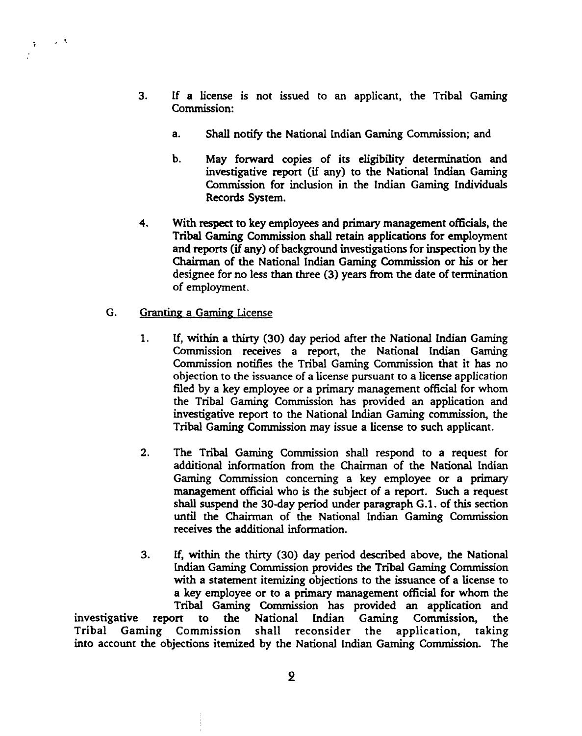3. If a license is not issued to an applicant, the Tribal Gaming Commission:

   a. Shall notify the National Indian Gaming Commission; and

   b. May forward copies of its eligibility determination and investigative report (if any) to the National Indian Gaming Commission for inclusion in the Indian Gaming Individuals Records System.

4. With respect to key employees and primary management officials, the Tribal Gaming Commission shall retain applications for employment and reports (if any) of background investigations for inspection by the Chairman of the National Indian Gaming Commission or his or her designee for no less than three (3) years from the date of termination of employment.

G. Granting a Gaming License

1. If, within a thirty (30) day period after the National Indian Gaming Commission receives a report, the National Indian Gaming Commission notifies the Tribal Gaming Commission that it has no objection to the issuance of a license pursuant to a license application filed by a key employee or a primary management official for whom the Tribal Gaming Commission has provided an application and investigative report to the National Indian Gaming commission, the Tribal Gaming Commission may issue a license to such applicant.

2. The Tribal Gaming Commission shall respond to a request for additional information from the Chairman of the National Indian Gaming Commission concerning a key employee or a primary management official who is the subject of a report. Such a request shall suspend the 30-day period under paragraph G.1. of this section until the Chairman of the National Indian Gaming Commission receives the additional information.

3. If, within the thirty (30) day period described above, the National Indian Gaming Commission provides the Tribal Gaming Commission with a statement itemizing objections to the issuance of a license to a key employee or to a primary management official for whom the Tribal Gaming Commission has provided an application and investigative report to the National Indian Gaming Commission, the Tribal Gaming Commission shall reconsider the application, taking into account the objections itemized by the National Indian Gaming Commission. The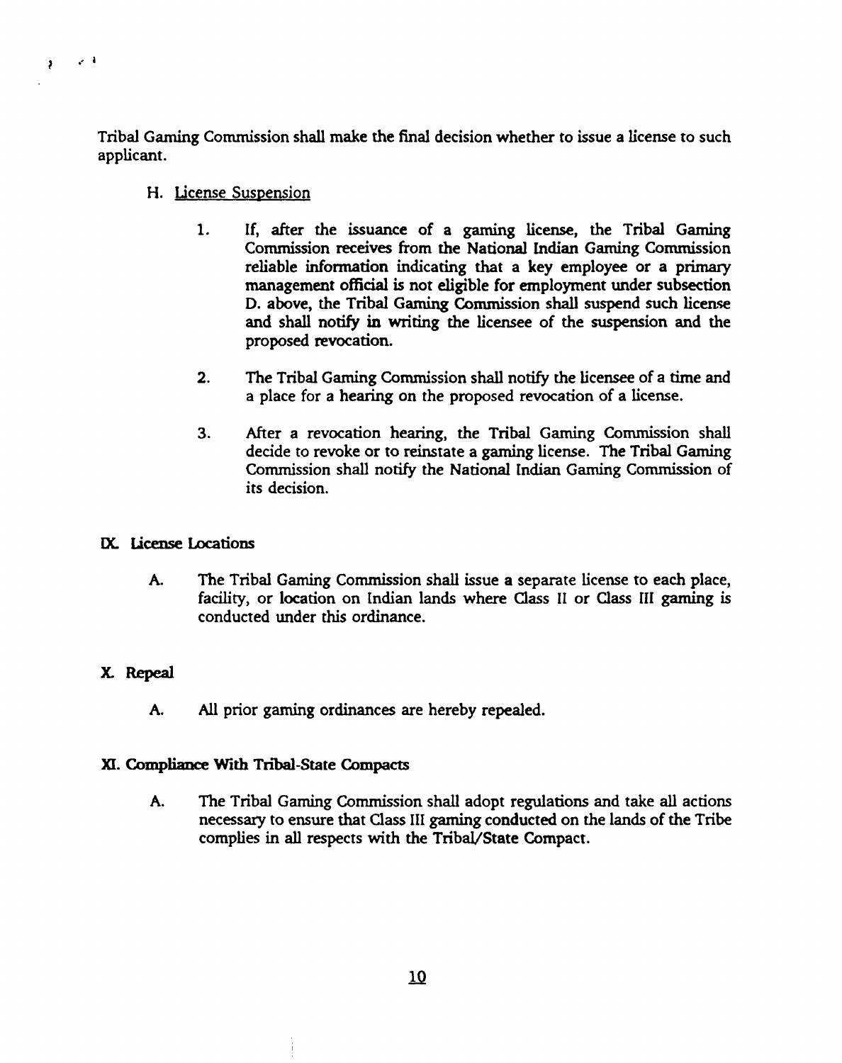Tribal Gaming Commission shall make the final decision whether to issue a license to such applicant.

H. <u>License Suspension</u>

1. If, after the issuance of a gaming license, the Tribal Gaming Commission receives from the National Indian Gaming Commission reliable information indicating that a key employee or a primary management official is not eligible for employment under subsection D. above, the Tribal Gaming Commission shall suspend such license and shall notify in writing the licensee of the suspension and the proposed revocation.

2. The Tribal Gaming Commission shall notify the licensee of a time and a place for a hearing on the proposed revocation of a license.

3. After a revocation hearing, the Tribal Gaming Commission shall decide to revoke or to reinstate a gaming license. The Tribal Gaming Commission shall notify the National Indian Gaming Commission of its decision.

## IX. License Locations

A. The Tribal Gaming Commission shall issue a separate license to each place, facility, or location on Indian lands where Class II or Class III gaming is conducted under this ordinance.

## X. Repeal

A. All prior gaming ordinances are hereby repealed.

## XI. Compliance With Tribal-State Compacts

A. The Tribal Gaming Commission shall adopt regulations and take all actions necessary to ensure that Class III gaming conducted on the lands of the Tribe complies in all respects with the Tribal/State Compact.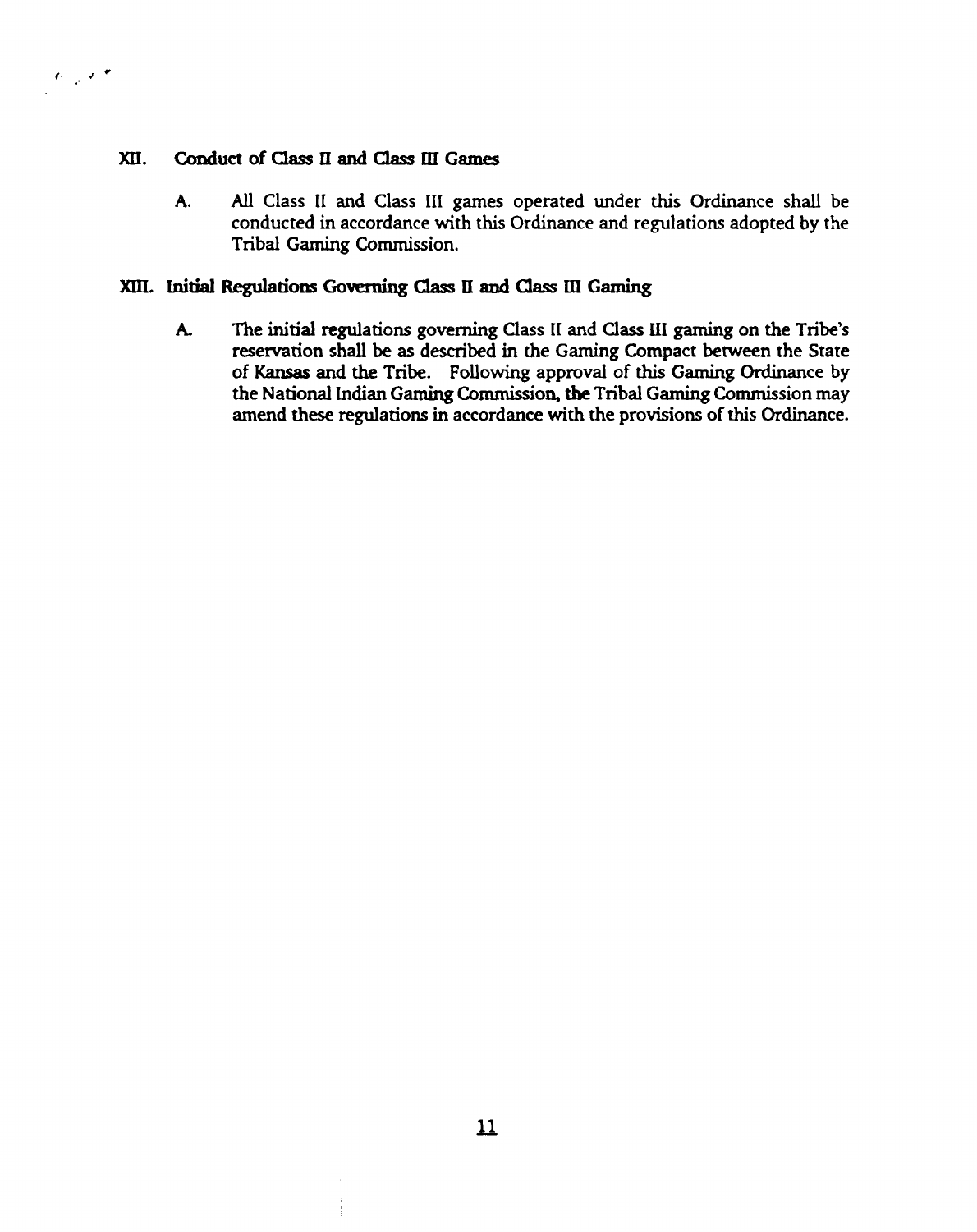## XII. Conduct of Class II and Class III Games

A. All Class II and Class III games operated under this Ordinance shall be conducted in accordance with this Ordinance and regulations adopted by the Tribal Gaming Commission.

## XIII. Initial Regulations Governing Class II and Class III Gaming

A. The initial regulations governing Class II and Class III gaming on the Tribe's reservation shall be as described in the Gaming Compact between the State of Kansas and the Tribe. Following approval of this Gaming Ordinance by the National Indian Gaming Commission, the Tribal Gaming Commission may amend these regulations in accordance with the provisions of this Ordinance.